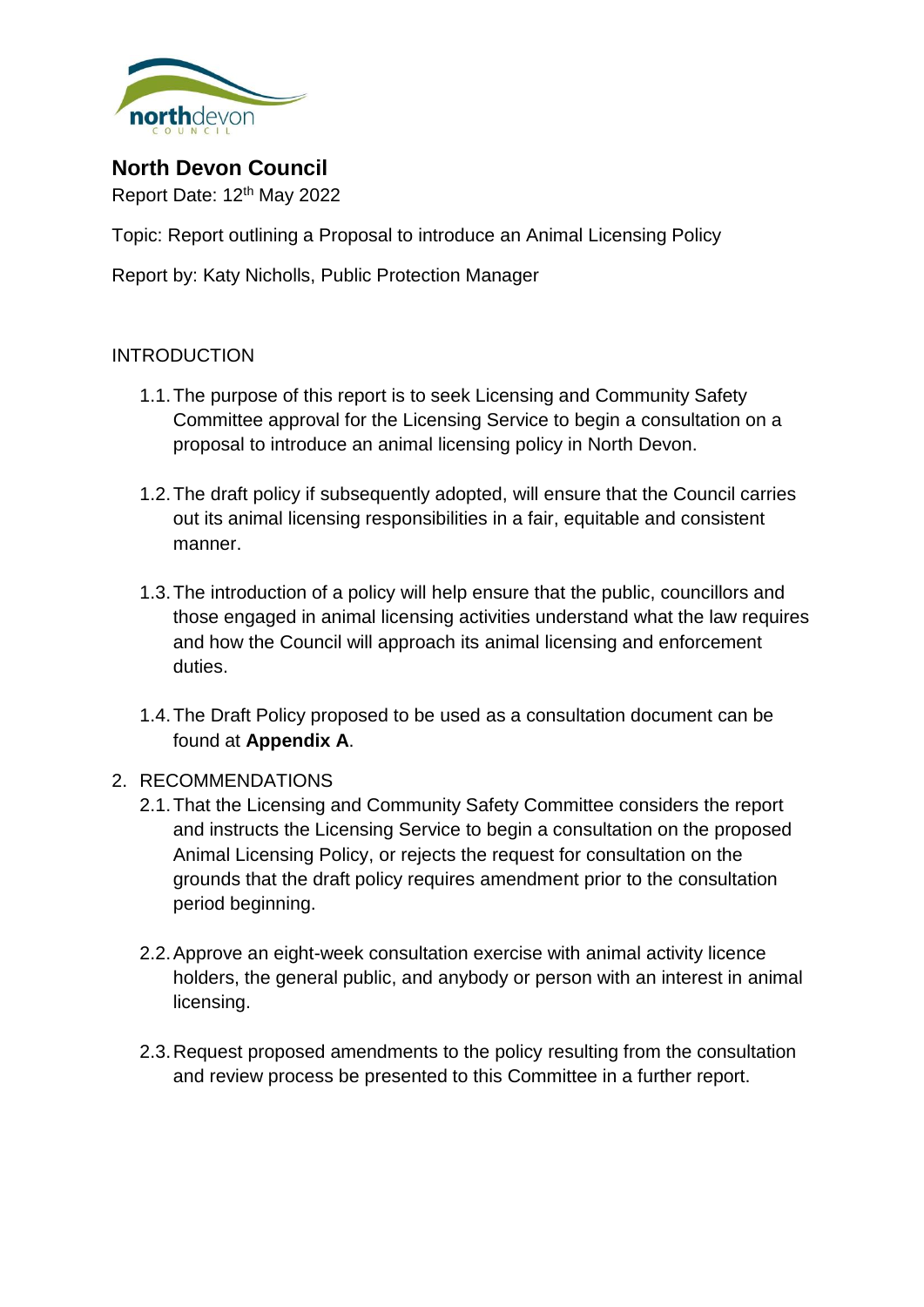# North Devon Council

Report Date: 12th May 2022

Topic: Report outlining a Proposal to introduce an Animal Licensing Policy

Report by: Katy Nicholls, Public Protection Manager

## INTRODUCTION

1.1. The purpose of this report is to seek Licensing and Community Safety Committee approval for the Licensing Service to begin a consultation on a proposal to introduce an animal licensing policy in North Devon.

1.2. The draft policy if subsequently adopted, will ensure that the Council carries out its animal licensing responsibilities in a fair, equitable and consistent manner.

1.3. The introduction of a policy will help ensure that the public, councillors and those engaged in animal licensing activities understand what the law requires and how the Council will approach its animal licensing and enforcement duties.

1.4. The Draft Policy proposed to be used as a consultation document can be found at **Appendix A**.

## 2. RECOMMENDATIONS

2.1. That the Licensing and Community Safety Committee considers the report and instructs the Licensing Service to begin a consultation on the proposed Animal Licensing Policy, or rejects the request for consultation on the grounds that the draft policy requires amendment prior to the consultation period beginning.

2.2. Approve an eight-week consultation exercise with animal activity licence holders, the general public, and anybody or person with an interest in animal licensing.

2.3. Request proposed amendments to the policy resulting from the consultation and review process be presented to this Committee in a further report.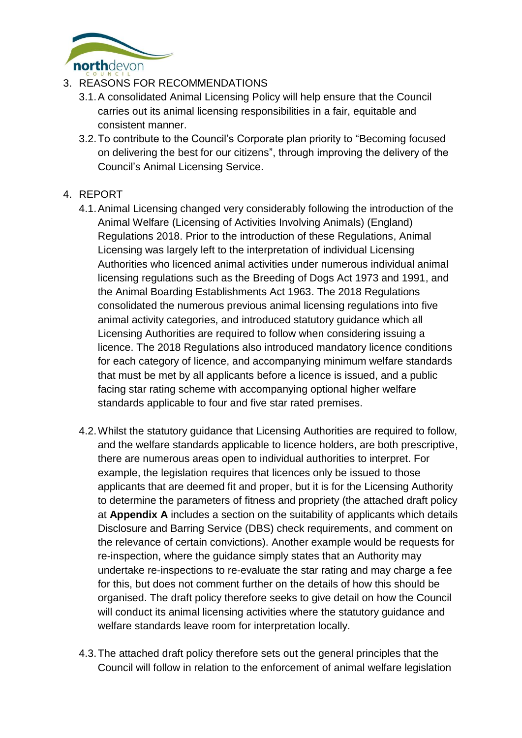3. REASONS FOR RECOMMENDATIONS
   3.1. A consolidated Animal Licensing Policy will help ensure that the Council carries out its animal licensing responsibilities in a fair, equitable and consistent manner.
   3.2. To contribute to the Council's Corporate plan priority to "Becoming focused on delivering the best for our citizens", through improving the delivery of the Council's Animal Licensing Service.

4. REPORT
   4.1. Animal Licensing changed very considerably following the introduction of the Animal Welfare (Licensing of Activities Involving Animals) (England) Regulations 2018. Prior to the introduction of these Regulations, Animal Licensing was largely left to the interpretation of individual Licensing Authorities who licenced animal activities under numerous individual animal licensing regulations such as the Breeding of Dogs Act 1973 and 1991, and the Animal Boarding Establishments Act 1963. The 2018 Regulations consolidated the numerous previous animal licensing regulations into five animal activity categories, and introduced statutory guidance which all Licensing Authorities are required to follow when considering issuing a licence. The 2018 Regulations also introduced mandatory licence conditions for each category of licence, and accompanying minimum welfare standards that must be met by all applicants before a licence is issued, and a public facing star rating scheme with accompanying optional higher welfare standards applicable to four and five star rated premises.

   4.2. Whilst the statutory guidance that Licensing Authorities are required to follow, and the welfare standards applicable to licence holders, are both prescriptive, there are numerous areas open to individual authorities to interpret. For example, the legislation requires that licences only be issued to those applicants that are deemed fit and proper, but it is for the Licensing Authority to determine the parameters of fitness and propriety (the attached draft policy at **Appendix A** includes a section on the suitability of applicants which details Disclosure and Barring Service (DBS) check requirements, and comment on the relevance of certain convictions). Another example would be requests for re-inspection, where the guidance simply states that an Authority may undertake re-inspections to re-evaluate the star rating and may charge a fee for this, but does not comment further on the details of how this should be organised. The draft policy therefore seeks to give detail on how the Council will conduct its animal licensing activities where the statutory guidance and welfare standards leave room for interpretation locally.

   4.3. The attached draft policy therefore sets out the general principles that the Council will follow in relation to the enforcement of animal welfare legislation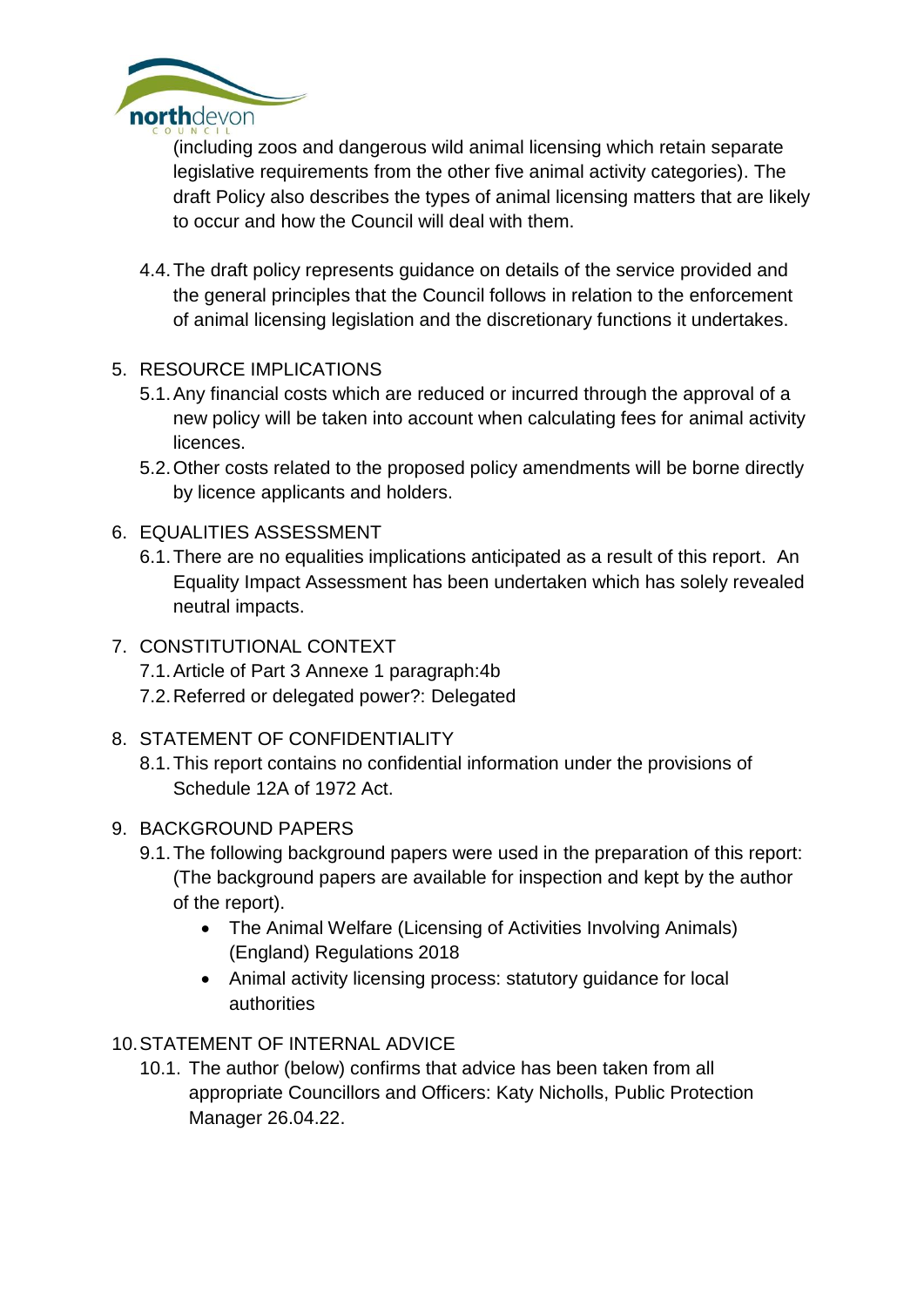(including zoos and dangerous wild animal licensing which retain separate legislative requirements from the other five animal activity categories). The draft Policy also describes the types of animal licensing matters that are likely to occur and how the Council will deal with them.

4.4. The draft policy represents guidance on details of the service provided and the general principles that the Council follows in relation to the enforcement of animal licensing legislation and the discretionary functions it undertakes.

5. RESOURCE IMPLICATIONS
   5.1. Any financial costs which are reduced or incurred through the approval of a new policy will be taken into account when calculating fees for animal activity licences.
   5.2. Other costs related to the proposed policy amendments will be borne directly by licence applicants and holders.

6. EQUALITIES ASSESSMENT
   6.1. There are no equalities implications anticipated as a result of this report. An Equality Impact Assessment has been undertaken which has solely revealed neutral impacts.

7. CONSTITUTIONAL CONTEXT
   7.1. Article of Part 3 Annexe 1 paragraph:4b
   7.2. Referred or delegated power?: Delegated

8. STATEMENT OF CONFIDENTIALITY
   8.1. This report contains no confidential information under the provisions of Schedule 12A of 1972 Act.

9. BACKGROUND PAPERS
   9.1. The following background papers were used in the preparation of this report: (The background papers are available for inspection and kept by the author of the report).
      - The Animal Welfare (Licensing of Activities Involving Animals) (England) Regulations 2018
      - Animal activity licensing process: statutory guidance for local authorities

10. STATEMENT OF INTERNAL ADVICE
   10.1. The author (below) confirms that advice has been taken from all appropriate Councillors and Officers: Katy Nicholls, Public Protection Manager 26.04.22.